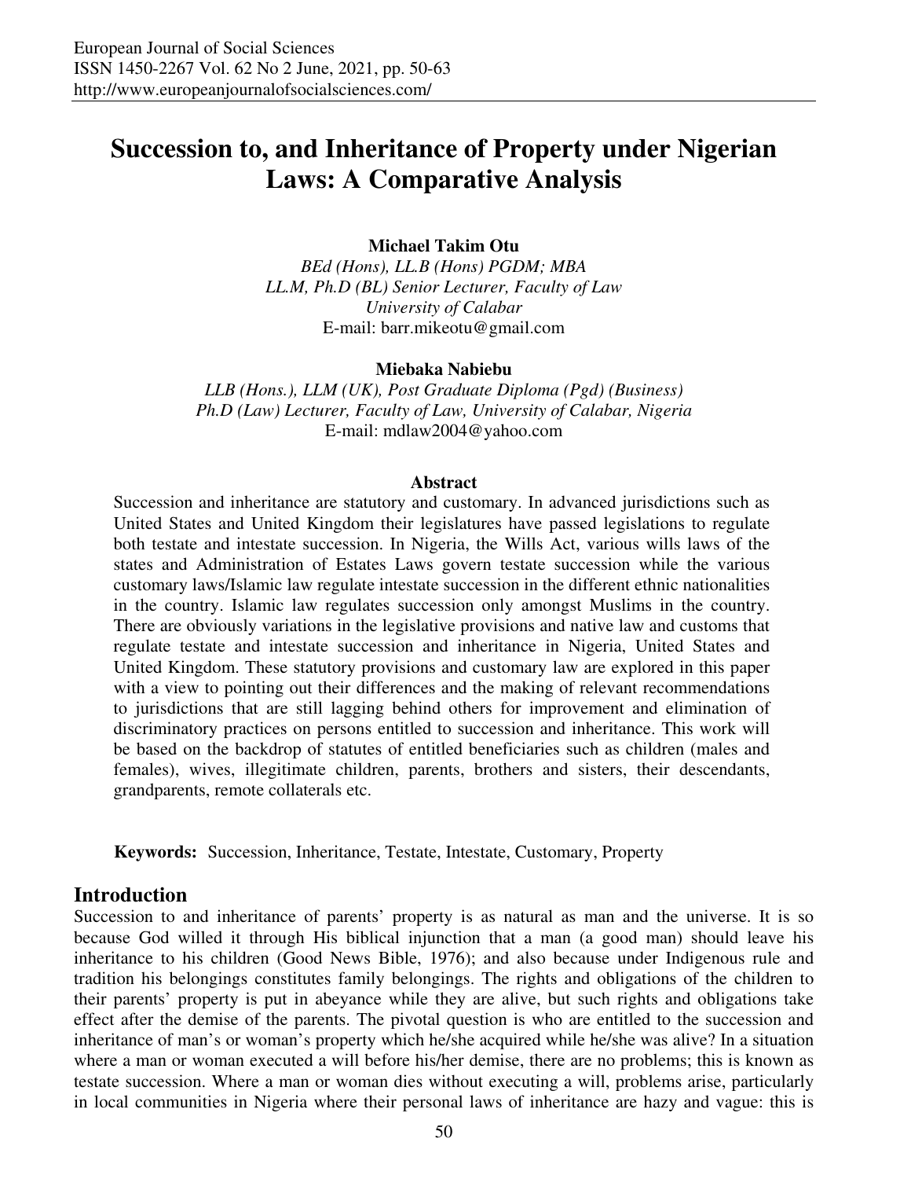# Succession to, and Inheritance of Property under Nigerian Laws: A Comparative Analysis

**Michael Takim Otu**
*BEd (Hons), LL.B (Hons) PGDM; MBA*
*LL.M, Ph.D (BL) Senior Lecturer, Faculty of Law*
*University of Calabar*
E-mail: barr.mikeotu@gmail.com

**Miebaka Nabiebu**
*LLB (Hons.), LLM (UK), Post Graduate Diploma (Pgd) (Business)*
*Ph.D (Law) Lecturer, Faculty of Law, University of Calabar, Nigeria*
E-mail: mdlaw2004@yahoo.com

### Abstract

Succession and inheritance are statutory and customary. In advanced jurisdictions such as United States and United Kingdom their legislatures have passed legislations to regulate both testate and intestate succession. In Nigeria, the Wills Act, various wills laws of the states and Administration of Estates Laws govern testate succession while the various customary laws/Islamic law regulate intestate succession in the different ethnic nationalities in the country. Islamic law regulates succession only amongst Muslims in the country. There are obviously variations in the legislative provisions and native law and customs that regulate testate and intestate succession and inheritance in Nigeria, United States and United Kingdom. These statutory provisions and customary law are explored in this paper with a view to pointing out their differences and the making of relevant recommendations to jurisdictions that are still lagging behind others for improvement and elimination of discriminatory practices on persons entitled to succession and inheritance. This work will be based on the backdrop of statutes of entitled beneficiaries such as children (males and females), wives, illegitimate children, parents, brothers and sisters, their descendants, grandparents, remote collaterals etc.

**Keywords:** Succession, Inheritance, Testate, Intestate, Customary, Property

## Introduction

Succession to and inheritance of parents' property is as natural as man and the universe. It is so because God willed it through His biblical injunction that a man (a good man) should leave his inheritance to his children (Good News Bible, 1976); and also because under Indigenous rule and tradition his belongings constitutes family belongings. The rights and obligations of the children to their parents' property is put in abeyance while they are alive, but such rights and obligations take effect after the demise of the parents. The pivotal question is who are entitled to the succession and inheritance of man's or woman's property which he/she acquired while he/she was alive? In a situation where a man or woman executed a will before his/her demise, there are no problems; this is known as testate succession. Where a man or woman dies without executing a will, problems arise, particularly in local communities in Nigeria where their personal laws of inheritance are hazy and vague: this is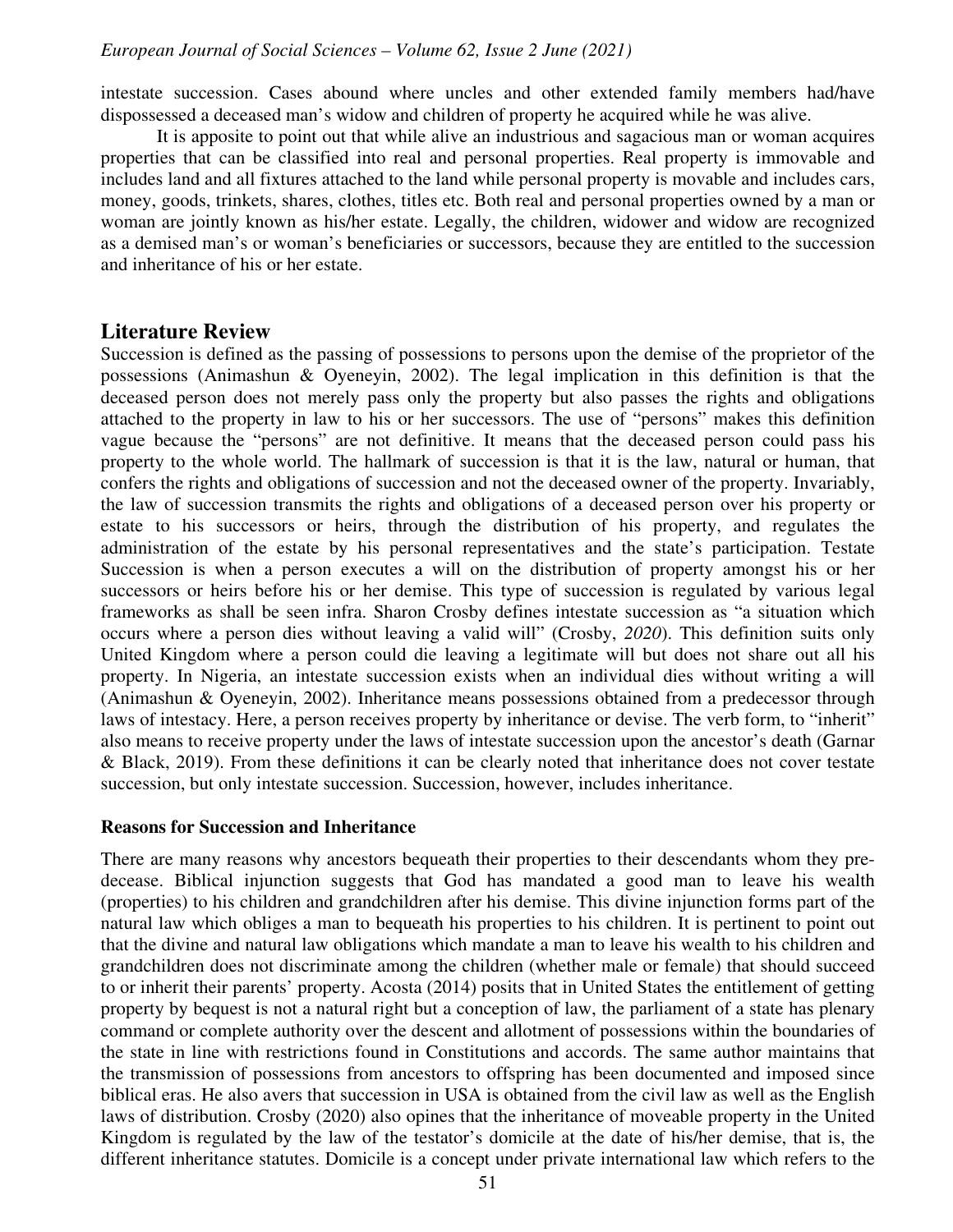intestate succession. Cases abound where uncles and other extended family members had/have dispossessed a deceased man's widow and children of property he acquired while he was alive.

It is apposite to point out that while alive an industrious and sagacious man or woman acquires properties that can be classified into real and personal properties. Real property is immovable and includes land and all fixtures attached to the land while personal property is movable and includes cars, money, goods, trinkets, shares, clothes, titles etc. Both real and personal properties owned by a man or woman are jointly known as his/her estate. Legally, the children, widower and widow are recognized as a demised man's or woman's beneficiaries or successors, because they are entitled to the succession and inheritance of his or her estate.

## Literature Review

Succession is defined as the passing of possessions to persons upon the demise of the proprietor of the possessions (Animashun & Oyeneyin, 2002). The legal implication in this definition is that the deceased person does not merely pass only the property but also passes the rights and obligations attached to the property in law to his or her successors. The use of "persons" makes this definition vague because the "persons" are not definitive. It means that the deceased person could pass his property to the whole world. The hallmark of succession is that it is the law, natural or human, that confers the rights and obligations of succession and not the deceased owner of the property. Invariably, the law of succession transmits the rights and obligations of a deceased person over his property or estate to his successors or heirs, through the distribution of his property, and regulates the administration of the estate by his personal representatives and the state's participation. Testate Succession is when a person executes a will on the distribution of property amongst his or her successors or heirs before his or her demise. This type of succession is regulated by various legal frameworks as shall be seen infra. Sharon Crosby defines intestate succession as "a situation which occurs where a person dies without leaving a valid will" (Crosby, *2020*). This definition suits only United Kingdom where a person could die leaving a legitimate will but does not share out all his property. In Nigeria, an intestate succession exists when an individual dies without writing a will (Animashun & Oyeneyin, 2002). Inheritance means possessions obtained from a predecessor through laws of intestacy. Here, a person receives property by inheritance or devise. The verb form, to "inherit" also means to receive property under the laws of intestate succession upon the ancestor's death (Garnar & Black, 2019). From these definitions it can be clearly noted that inheritance does not cover testate succession, but only intestate succession. Succession, however, includes inheritance.

### Reasons for Succession and Inheritance

There are many reasons why ancestors bequeath their properties to their descendants whom they pre-decease. Biblical injunction suggests that God has mandated a good man to leave his wealth (properties) to his children and grandchildren after his demise. This divine injunction forms part of the natural law which obliges a man to bequeath his properties to his children. It is pertinent to point out that the divine and natural law obligations which mandate a man to leave his wealth to his children and grandchildren does not discriminate among the children (whether male or female) that should succeed to or inherit their parents' property. Acosta (2014) posits that in United States the entitlement of getting property by bequest is not a natural right but a conception of law, the parliament of a state has plenary command or complete authority over the descent and allotment of possessions within the boundaries of the state in line with restrictions found in Constitutions and accords. The same author maintains that the transmission of possessions from ancestors to offspring has been documented and imposed since biblical eras. He also avers that succession in USA is obtained from the civil law as well as the English laws of distribution. Crosby (2020) also opines that the inheritance of moveable property in the United Kingdom is regulated by the law of the testator's domicile at the date of his/her demise, that is, the different inheritance statutes. Domicile is a concept under private international law which refers to the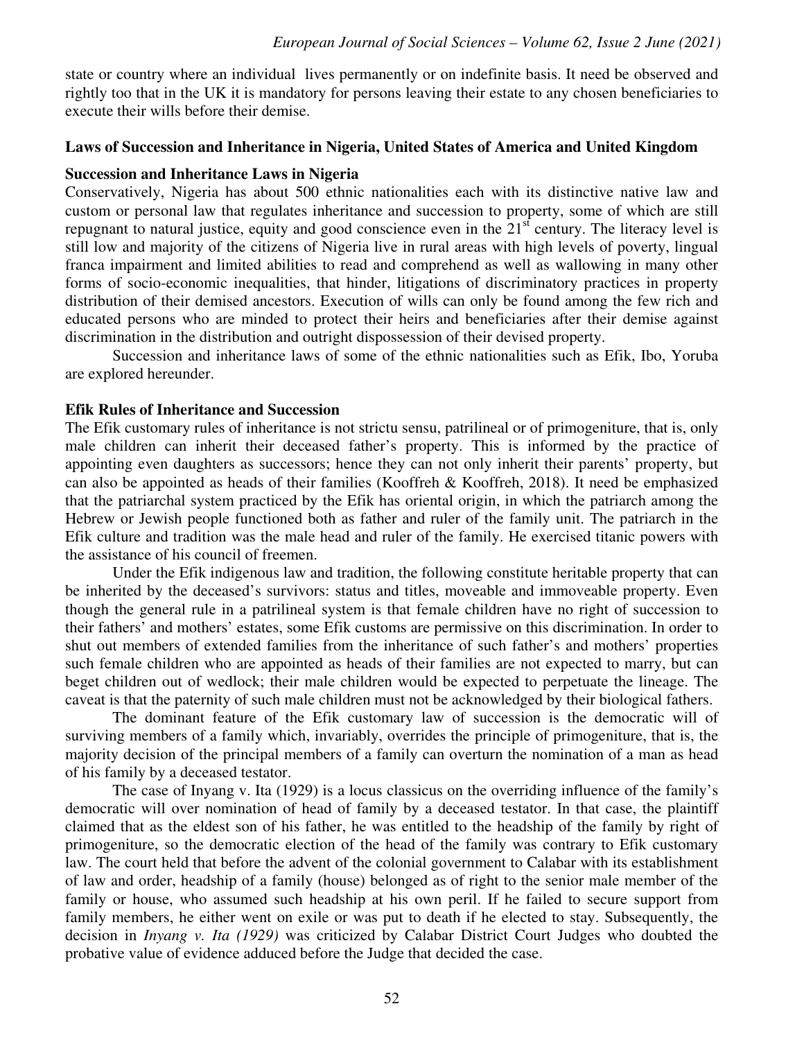state or country where an individual lives permanently or on indefinite basis. It need be observed and rightly too that in the UK it is mandatory for persons leaving their estate to any chosen beneficiaries to execute their wills before their demise.

## Laws of Succession and Inheritance in Nigeria, United States of America and United Kingdom

### Succession and Inheritance Laws in Nigeria

Conservatively, Nigeria has about 500 ethnic nationalities each with its distinctive native law and custom or personal law that regulates inheritance and succession to property, some of which are still repugnant to natural justice, equity and good conscience even in the 21st century. The literacy level is still low and majority of the citizens of Nigeria live in rural areas with high levels of poverty, lingual franca impairment and limited abilities to read and comprehend as well as wallowing in many other forms of socio-economic inequalities, that hinder, litigations of discriminatory practices in property distribution of their demised ancestors. Execution of wills can only be found among the few rich and educated persons who are minded to protect their heirs and beneficiaries after their demise against discrimination in the distribution and outright dispossession of their devised property.

Succession and inheritance laws of some of the ethnic nationalities such as Efik, Ibo, Yoruba are explored hereunder.

### Efik Rules of Inheritance and Succession

The Efik customary rules of inheritance is not strictu sensu, patrilineal or of primogeniture, that is, only male children can inherit their deceased father's property. This is informed by the practice of appointing even daughters as successors; hence they can not only inherit their parents' property, but can also be appointed as heads of their families (Kooffreh & Kooffreh, 2018). It need be emphasized that the patriarchal system practiced by the Efik has oriental origin, in which the patriarch among the Hebrew or Jewish people functioned both as father and ruler of the family unit. The patriarch in the Efik culture and tradition was the male head and ruler of the family. He exercised titanic powers with the assistance of his council of freemen.

Under the Efik indigenous law and tradition, the following constitute heritable property that can be inherited by the deceased's survivors: status and titles, moveable and immoveable property. Even though the general rule in a patrilineal system is that female children have no right of succession to their fathers' and mothers' estates, some Efik customs are permissive on this discrimination. In order to shut out members of extended families from the inheritance of such father's and mothers' properties such female children who are appointed as heads of their families are not expected to marry, but can beget children out of wedlock; their male children would be expected to perpetuate the lineage. The caveat is that the paternity of such male children must not be acknowledged by their biological fathers.

The dominant feature of the Efik customary law of succession is the democratic will of surviving members of a family which, invariably, overrides the principle of primogeniture, that is, the majority decision of the principal members of a family can overturn the nomination of a man as head of his family by a deceased testator.

The case of Inyang v. Ita (1929) is a locus classicus on the overriding influence of the family's democratic will over nomination of head of family by a deceased testator. In that case, the plaintiff claimed that as the eldest son of his father, he was entitled to the headship of the family by right of primogeniture, so the democratic election of the head of the family was contrary to Efik customary law. The court held that before the advent of the colonial government to Calabar with its establishment of law and order, headship of a family (house) belonged as of right to the senior male member of the family or house, who assumed such headship at his own peril. If he failed to secure support from family members, he either went on exile or was put to death if he elected to stay. Subsequently, the decision in *Inyang v. Ita (1929)* was criticized by Calabar District Court Judges who doubted the probative value of evidence adduced before the Judge that decided the case.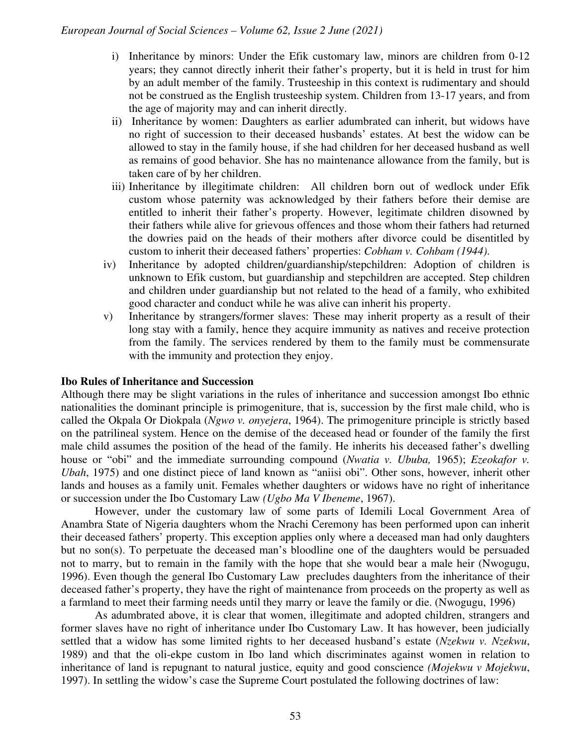i) Inheritance by minors: Under the Efik customary law, minors are children from 0-12 years; they cannot directly inherit their father's property, but it is held in trust for him by an adult member of the family. Trusteeship in this context is rudimentary and should not be construed as the English trusteeship system. Children from 13-17 years, and from the age of majority may and can inherit directly.

ii) Inheritance by women: Daughters as earlier adumbrated can inherit, but widows have no right of succession to their deceased husbands' estates. At best the widow can be allowed to stay in the family house, if she had children for her deceased husband as well as remains of good behavior. She has no maintenance allowance from the family, but is taken care of by her children.

iii) Inheritance by illegitimate children: All children born out of wedlock under Efik custom whose paternity was acknowledged by their fathers before their demise are entitled to inherit their father's property. However, legitimate children disowned by their fathers while alive for grievous offences and those whom their fathers had returned the dowries paid on the heads of their mothers after divorce could be disentitled by custom to inherit their deceased fathers' properties: *Cobham v. Cohbam (1944)*.

iv) Inheritance by adopted children/guardianship/stepchildren: Adoption of children is unknown to Efik custom, but guardianship and stepchildren are accepted. Step children and children under guardianship but not related to the head of a family, who exhibited good character and conduct while he was alive can inherit his property.

v) Inheritance by strangers/former slaves: These may inherit property as a result of their long stay with a family, hence they acquire immunity as natives and receive protection from the family. The services rendered by them to the family must be commensurate with the immunity and protection they enjoy.

**Ibo Rules of Inheritance and Succession**

Although there may be slight variations in the rules of inheritance and succession amongst Ibo ethnic nationalities the dominant principle is primogeniture, that is, succession by the first male child, who is called the Okpala Or Diokpala (*Ngwo v. onyejera*, 1964). The primogeniture principle is strictly based on the patrilineal system. Hence on the demise of the deceased head or founder of the family the first male child assumes the position of the head of the family. He inherits his deceased father's dwelling house or "obi" and the immediate surrounding compound (*Nwatia v. Ububa,* 1965); *Ezeokafor v. Ubah*, 1975) and one distinct piece of land known as "aniisi obi". Other sons, however, inherit other lands and houses as a family unit. Females whether daughters or widows have no right of inheritance or succession under the Ibo Customary Law *(Ugbo Ma V Ibeneme*, 1967).

However, under the customary law of some parts of Idemili Local Government Area of Anambra State of Nigeria daughters whom the Nrachi Ceremony has been performed upon can inherit their deceased fathers' property. This exception applies only where a deceased man had only daughters but no son(s). To perpetuate the deceased man's bloodline one of the daughters would be persuaded not to marry, but to remain in the family with the hope that she would bear a male heir (Nwogugu, 1996). Even though the general Ibo Customary Law precludes daughters from the inheritance of their deceased father's property, they have the right of maintenance from proceeds on the property as well as a farmland to meet their farming needs until they marry or leave the family or die. (Nwogugu, 1996)

As adumbrated above, it is clear that women, illegitimate and adopted children, strangers and former slaves have no right of inheritance under Ibo Customary Law. It has however, been judicially settled that a widow has some limited rights to her deceased husband's estate (*Nzekwu v. Nzekwu*, 1989) and that the oli-ekpe custom in Ibo land which discriminates against women in relation to inheritance of land is repugnant to natural justice, equity and good conscience *(Mojekwu v Mojekwu*, 1997). In settling the widow's case the Supreme Court postulated the following doctrines of law: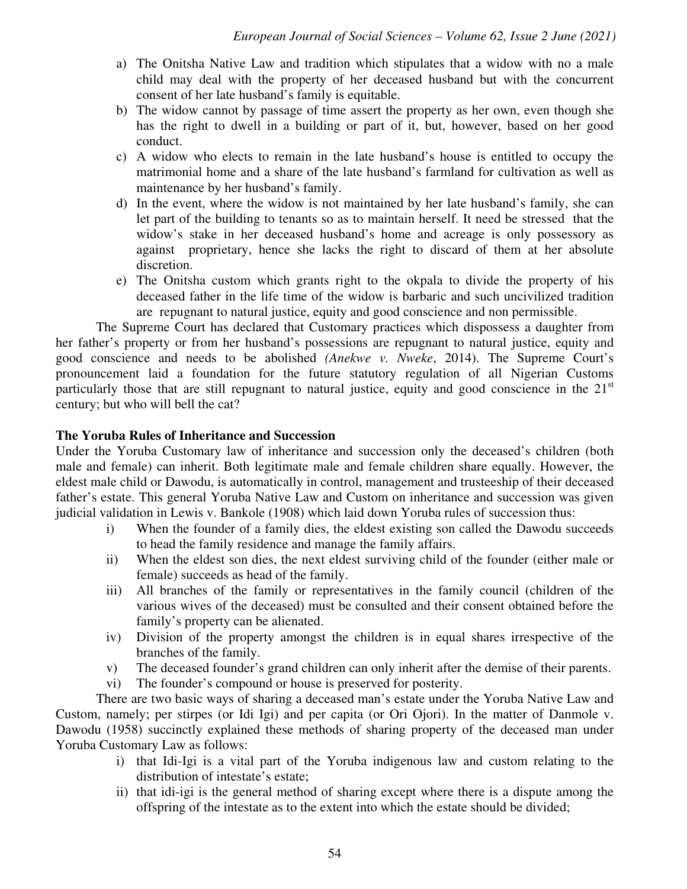a) The Onitsha Native Law and tradition which stipulates that a widow with no a male child may deal with the property of her deceased husband but with the concurrent consent of her late husband's family is equitable.
b) The widow cannot by passage of time assert the property as her own, even though she has the right to dwell in a building or part of it, but, however, based on her good conduct.
c) A widow who elects to remain in the late husband's house is entitled to occupy the matrimonial home and a share of the late husband's farmland for cultivation as well as maintenance by her husband's family.
d) In the event, where the widow is not maintained by her late husband's family, she can let part of the building to tenants so as to maintain herself. It need be stressed that the widow's stake in her deceased husband's home and acreage is only possessory as against proprietary, hence she lacks the right to discard of them at her absolute discretion.
e) The Onitsha custom which grants right to the okpala to divide the property of his deceased father in the life time of the widow is barbaric and such uncivilized tradition are repugnant to natural justice, equity and good conscience and non permissible.

The Supreme Court has declared that Customary practices which dispossess a daughter from her father's property or from her husband's possessions are repugnant to natural justice, equity and good conscience and needs to be abolished *(Anekwe v. Nweke*, 2014). The Supreme Court's pronouncement laid a foundation for the future statutory regulation of all Nigerian Customs particularly those that are still repugnant to natural justice, equity and good conscience in the 21st century; but who will bell the cat?

## The Yoruba Rules of Inheritance and Succession

Under the Yoruba Customary law of inheritance and succession only the deceased's children (both male and female) can inherit. Both legitimate male and female children share equally. However, the eldest male child or Dawodu, is automatically in control, management and trusteeship of their deceased father's estate. This general Yoruba Native Law and Custom on inheritance and succession was given judicial validation in Lewis v. Bankole (1908) which laid down Yoruba rules of succession thus:

i) When the founder of a family dies, the eldest existing son called the Dawodu succeeds to head the family residence and manage the family affairs.
ii) When the eldest son dies, the next eldest surviving child of the founder (either male or female) succeeds as head of the family.
iii) All branches of the family or representatives in the family council (children of the various wives of the deceased) must be consulted and their consent obtained before the family's property can be alienated.
iv) Division of the property amongst the children is in equal shares irrespective of the branches of the family.
v) The deceased founder's grand children can only inherit after the demise of their parents.
vi) The founder's compound or house is preserved for posterity.

There are two basic ways of sharing a deceased man's estate under the Yoruba Native Law and Custom, namely; per stirpes (or Idi Igi) and per capita (or Ori Ojori). In the matter of Danmole v. Dawodu (1958) succinctly explained these methods of sharing property of the deceased man under Yoruba Customary Law as follows:

i) that Idi-Igi is a vital part of the Yoruba indigenous law and custom relating to the distribution of intestate's estate;
ii) that idi-igi is the general method of sharing except where there is a dispute among the offspring of the intestate as to the extent into which the estate should be divided;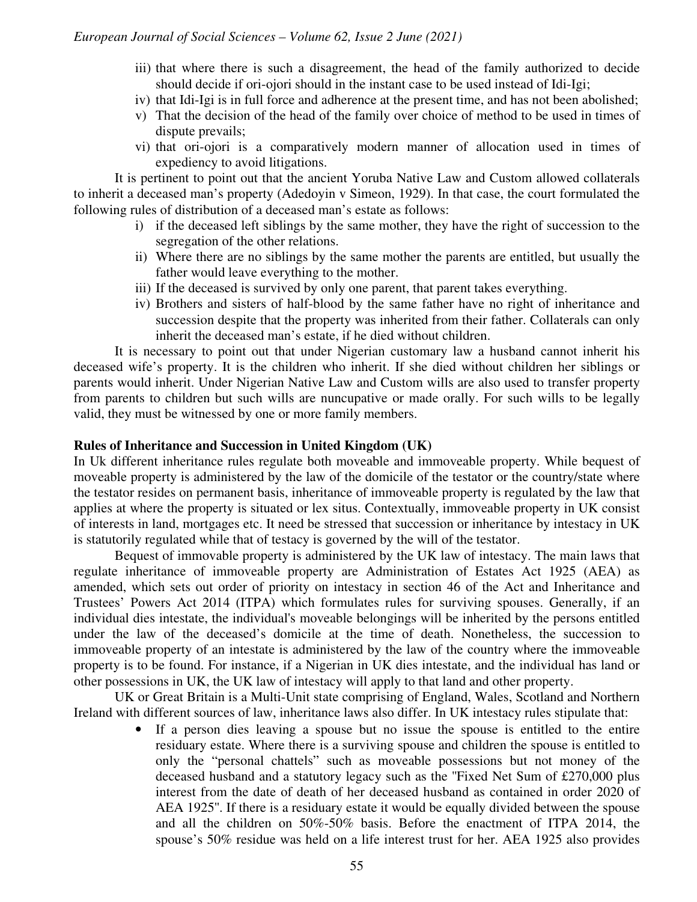iii) that where there is such a disagreement, the head of the family authorized to decide should decide if ori-ojori should in the instant case to be used instead of Idi-Igi;
iv) that Idi-Igi is in full force and adherence at the present time, and has not been abolished;
v) That the decision of the head of the family over choice of method to be used in times of dispute prevails;
vi) that ori-ojori is a comparatively modern manner of allocation used in times of expediency to avoid litigations.

It is pertinent to point out that the ancient Yoruba Native Law and Custom allowed collaterals to inherit a deceased man's property (Adedoyin v Simeon, 1929). In that case, the court formulated the following rules of distribution of a deceased man's estate as follows:

i) if the deceased left siblings by the same mother, they have the right of succession to the segregation of the other relations.
ii) Where there are no siblings by the same mother the parents are entitled, but usually the father would leave everything to the mother.
iii) If the deceased is survived by only one parent, that parent takes everything.
iv) Brothers and sisters of half-blood by the same father have no right of inheritance and succession despite that the property was inherited from their father. Collaterals can only inherit the deceased man's estate, if he died without children.

It is necessary to point out that under Nigerian customary law a husband cannot inherit his deceased wife's property. It is the children who inherit. If she died without children her siblings or parents would inherit. Under Nigerian Native Law and Custom wills are also used to transfer property from parents to children but such wills are nuncupative or made orally. For such wills to be legally valid, they must be witnessed by one or more family members.

**Rules of Inheritance and Succession in United Kingdom (UK)**

In Uk different inheritance rules regulate both moveable and immoveable property. While bequest of moveable property is administered by the law of the domicile of the testator or the country/state where the testator resides on permanent basis, inheritance of immoveable property is regulated by the law that applies at where the property is situated or lex situs. Contextually, immoveable property in UK consist of interests in land, mortgages etc. It need be stressed that succession or inheritance by intestacy in UK is statutorily regulated while that of testacy is governed by the will of the testator.

Bequest of immovable property is administered by the UK law of intestacy. The main laws that regulate inheritance of immoveable property are Administration of Estates Act 1925 (AEA) as amended, which sets out order of priority on intestacy in section 46 of the Act and Inheritance and Trustees' Powers Act 2014 (ITPA) which formulates rules for surviving spouses. Generally, if an individual dies intestate, the individual's moveable belongings will be inherited by the persons entitled under the law of the deceased's domicile at the time of death. Nonetheless, the succession to immoveable property of an intestate is administered by the law of the country where the immoveable property is to be found. For instance, if a Nigerian in UK dies intestate, and the individual has land or other possessions in UK, the UK law of intestacy will apply to that land and other property.

UK or Great Britain is a Multi-Unit state comprising of England, Wales, Scotland and Northern Ireland with different sources of law, inheritance laws also differ. In UK intestacy rules stipulate that:

- If a person dies leaving a spouse but no issue the spouse is entitled to the entire residuary estate. Where there is a surviving spouse and children the spouse is entitled to only the "personal chattels" such as moveable possessions but not money of the deceased husband and a statutory legacy such as the "Fixed Net Sum of £270,000 plus interest from the date of death of her deceased husband as contained in order 2020 of AEA 1925". If there is a residuary estate it would be equally divided between the spouse and all the children on 50%-50% basis. Before the enactment of ITPA 2014, the spouse's 50% residue was held on a life interest trust for her. AEA 1925 also provides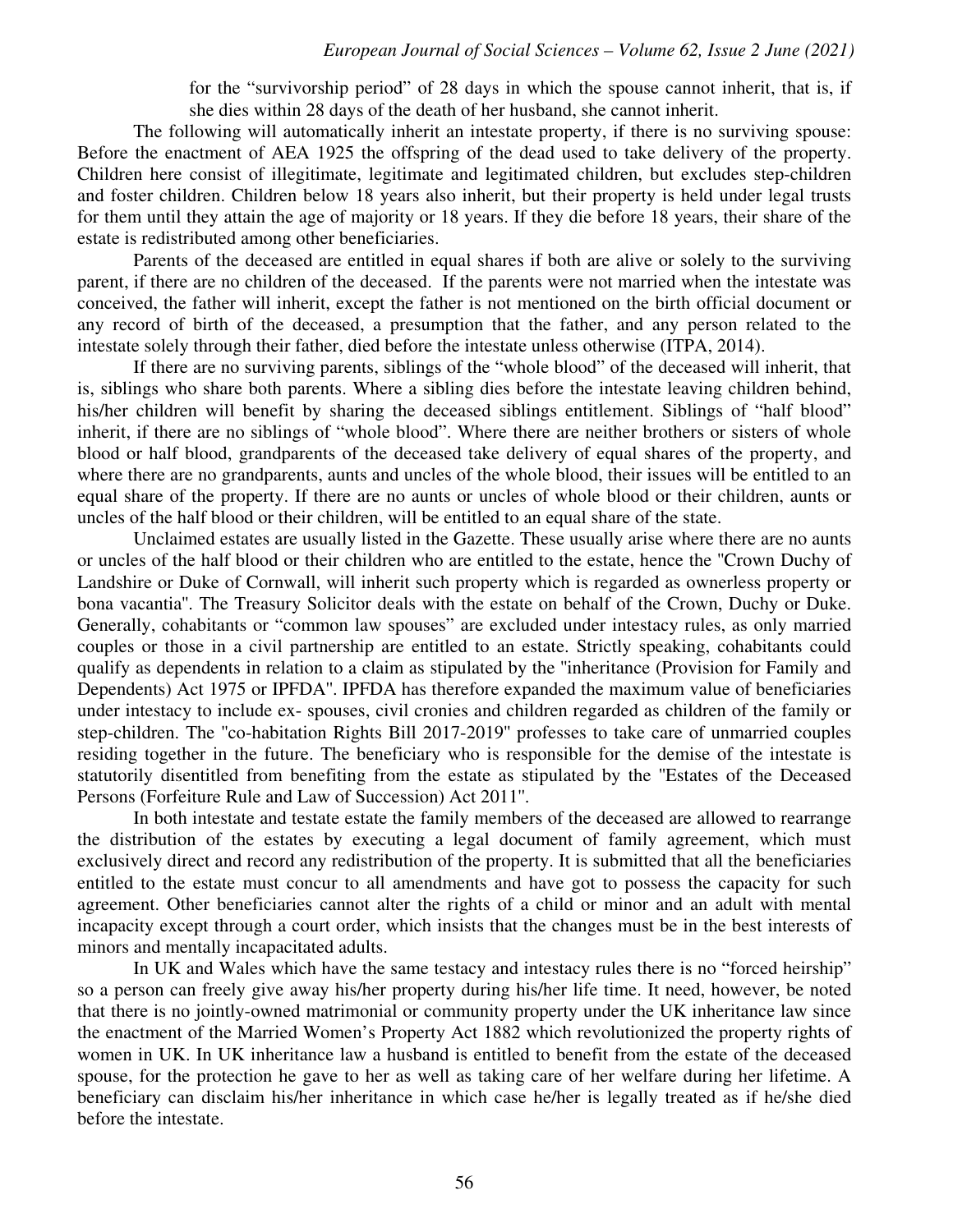for the "survivorship period" of 28 days in which the spouse cannot inherit, that is, if she dies within 28 days of the death of her husband, she cannot inherit.

The following will automatically inherit an intestate property, if there is no surviving spouse: Before the enactment of AEA 1925 the offspring of the dead used to take delivery of the property. Children here consist of illegitimate, legitimate and legitimated children, but excludes step-children and foster children. Children below 18 years also inherit, but their property is held under legal trusts for them until they attain the age of majority or 18 years. If they die before 18 years, their share of the estate is redistributed among other beneficiaries.

Parents of the deceased are entitled in equal shares if both are alive or solely to the surviving parent, if there are no children of the deceased. If the parents were not married when the intestate was conceived, the father will inherit, except the father is not mentioned on the birth official document or any record of birth of the deceased, a presumption that the father, and any person related to the intestate solely through their father, died before the intestate unless otherwise (ITPA, 2014).

If there are no surviving parents, siblings of the "whole blood" of the deceased will inherit, that is, siblings who share both parents. Where a sibling dies before the intestate leaving children behind, his/her children will benefit by sharing the deceased siblings entitlement. Siblings of "half blood" inherit, if there are no siblings of "whole blood". Where there are neither brothers or sisters of whole blood or half blood, grandparents of the deceased take delivery of equal shares of the property, and where there are no grandparents, aunts and uncles of the whole blood, their issues will be entitled to an equal share of the property. If there are no aunts or uncles of whole blood or their children, aunts or uncles of the half blood or their children, will be entitled to an equal share of the state.

Unclaimed estates are usually listed in the Gazette. These usually arise where there are no aunts or uncles of the half blood or their children who are entitled to the estate, hence the "Crown Duchy of Landshire or Duke of Cornwall, will inherit such property which is regarded as ownerless property or bona vacantia". The Treasury Solicitor deals with the estate on behalf of the Crown, Duchy or Duke. Generally, cohabitants or "common law spouses" are excluded under intestacy rules, as only married couples or those in a civil partnership are entitled to an estate. Strictly speaking, cohabitants could qualify as dependents in relation to a claim as stipulated by the "inheritance (Provision for Family and Dependents) Act 1975 or IPFDA". IPFDA has therefore expanded the maximum value of beneficiaries under intestacy to include ex- spouses, civil cronies and children regarded as children of the family or step-children. The "co-habitation Rights Bill 2017-2019" professes to take care of unmarried couples residing together in the future. The beneficiary who is responsible for the demise of the intestate is statutorily disentitled from benefiting from the estate as stipulated by the "Estates of the Deceased Persons (Forfeiture Rule and Law of Succession) Act 2011".

In both intestate and testate estate the family members of the deceased are allowed to rearrange the distribution of the estates by executing a legal document of family agreement, which must exclusively direct and record any redistribution of the property. It is submitted that all the beneficiaries entitled to the estate must concur to all amendments and have got to possess the capacity for such agreement. Other beneficiaries cannot alter the rights of a child or minor and an adult with mental incapacity except through a court order, which insists that the changes must be in the best interests of minors and mentally incapacitated adults.

In UK and Wales which have the same testacy and intestacy rules there is no "forced heirship" so a person can freely give away his/her property during his/her life time. It need, however, be noted that there is no jointly-owned matrimonial or community property under the UK inheritance law since the enactment of the Married Women's Property Act 1882 which revolutionized the property rights of women in UK. In UK inheritance law a husband is entitled to benefit from the estate of the deceased spouse, for the protection he gave to her as well as taking care of her welfare during her lifetime. A beneficiary can disclaim his/her inheritance in which case he/her is legally treated as if he/she died before the intestate.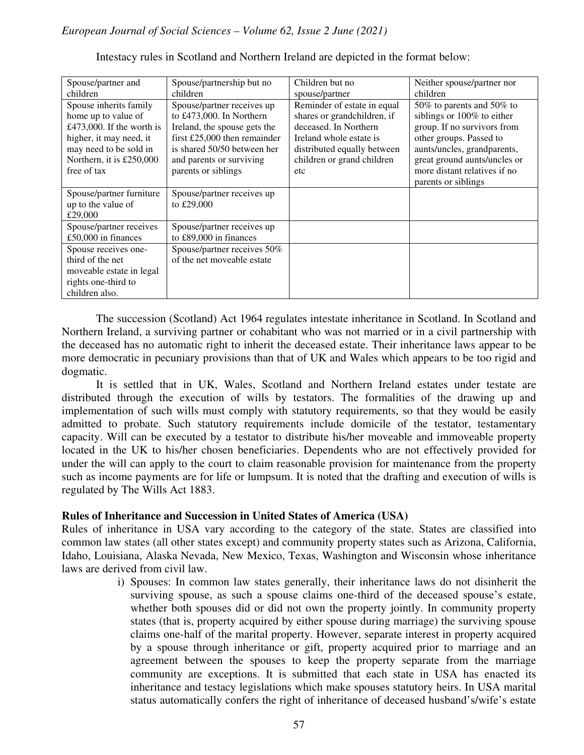Intestacy rules in Scotland and Northern Ireland are depicted in the format below:

| Spouse/partner and children | Spouse/partnership but no children | Children but no spouse/partner | Neither spouse/partner nor children |
|---|---|---|---|
| Spouse inherits family home up to value of £473,000. If the worth is higher, it may need, it may need to be sold in Northern, it is £250,000 free of tax | Spouse/partner receives up to £473,000. In Northern Ireland, the spouse gets the first £25,000 then remainder is shared 50/50 between her and parents or surviving parents or siblings | Reminder of estate in equal shares or grandchildren, if deceased. In Northern Ireland whole estate is distributed equally between children or grand children etc | 50% to parents and 50% to siblings or 100% to either group. If no survivors from other groups. Passed to aunts/uncles, grandparents, great ground aunts/uncles or more distant relatives if no parents or siblings |
| Spouse/partner furniture up to the value of £29,000 | Spouse/partner receives up to £29,000 | | |
| Spouse/partner receives £50,000 in finances | Spouse/partner receives up to £89,000 in finances | | |
| Spouse receives one-third of the net moveable estate in legal rights one-third to children also. | Spouse/partner receives 50% of the net moveable estate | | |

The succession (Scotland) Act 1964 regulates intestate inheritance in Scotland. In Scotland and Northern Ireland, a surviving partner or cohabitant who was not married or in a civil partnership with the deceased has no automatic right to inherit the deceased estate. Their inheritance laws appear to be more democratic in pecuniary provisions than that of UK and Wales which appears to be too rigid and dogmatic.

It is settled that in UK, Wales, Scotland and Northern Ireland estates under testate are distributed through the execution of wills by testators. The formalities of the drawing up and implementation of such wills must comply with statutory requirements, so that they would be easily admitted to probate. Such statutory requirements include domicile of the testator, testamentary capacity. Will can be executed by a testator to distribute his/her moveable and immoveable property located in the UK to his/her chosen beneficiaries. Dependents who are not effectively provided for under the will can apply to the court to claim reasonable provision for maintenance from the property such as income payments are for life or lumpsum. It is noted that the drafting and execution of wills is regulated by The Wills Act 1883.

**Rules of Inheritance and Succession in United States of America (USA)**

Rules of inheritance in USA vary according to the category of the state. States are classified into common law states (all other states except) and community property states such as Arizona, California, Idaho, Louisiana, Alaska Nevada, New Mexico, Texas, Washington and Wisconsin whose inheritance laws are derived from civil law.

i) Spouses: In common law states generally, their inheritance laws do not disinherit the surviving spouse, as such a spouse claims one-third of the deceased spouse's estate, whether both spouses did or did not own the property jointly. In community property states (that is, property acquired by either spouse during marriage) the surviving spouse claims one-half of the marital property. However, separate interest in property acquired by a spouse through inheritance or gift, property acquired prior to marriage and an agreement between the spouses to keep the property separate from the marriage community are exceptions. It is submitted that each state in USA has enacted its inheritance and testacy legislations which make spouses statutory heirs. In USA marital status automatically confers the right of inheritance of deceased husband's/wife's estate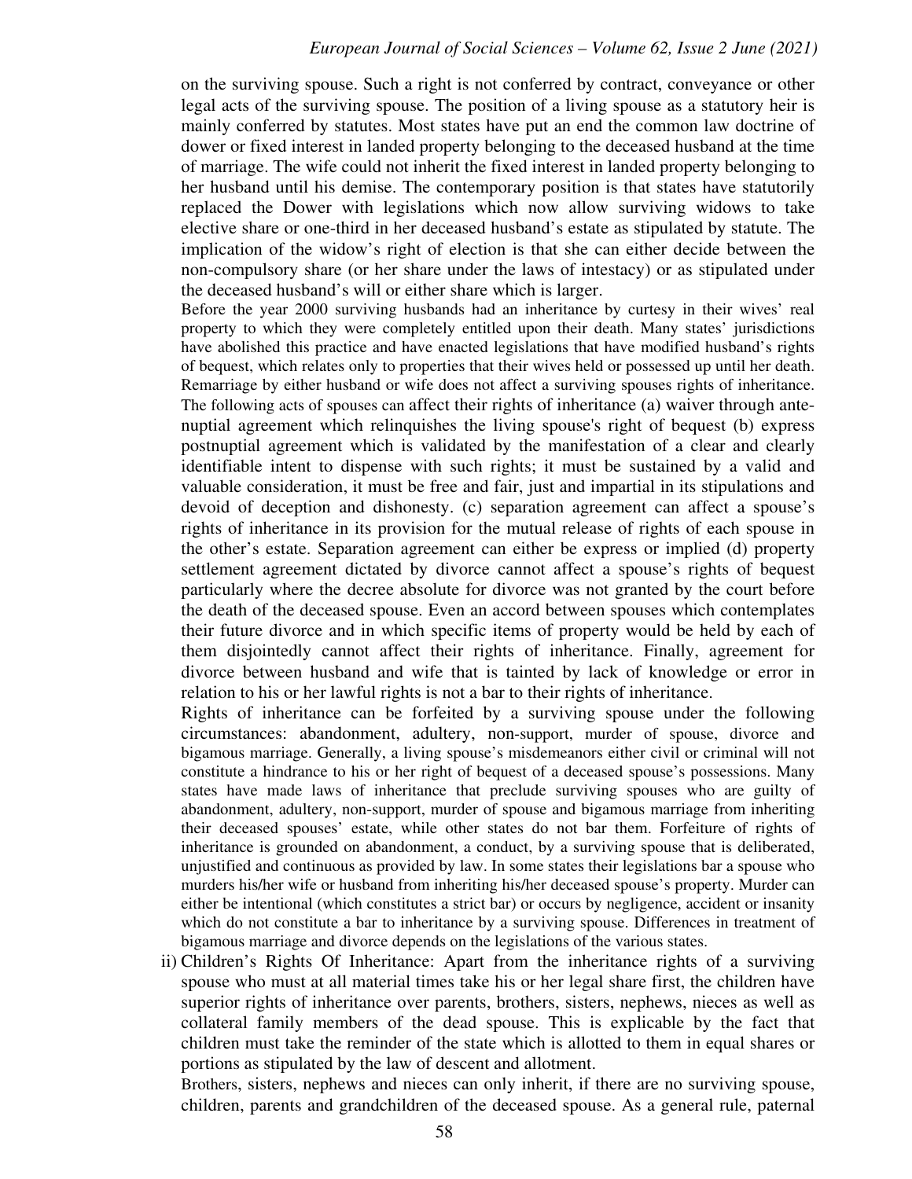on the surviving spouse. Such a right is not conferred by contract, conveyance or other legal acts of the surviving spouse. The position of a living spouse as a statutory heir is mainly conferred by statutes. Most states have put an end the common law doctrine of dower or fixed interest in landed property belonging to the deceased husband at the time of marriage. The wife could not inherit the fixed interest in landed property belonging to her husband until his demise. The contemporary position is that states have statutorily replaced the Dower with legislations which now allow surviving widows to take elective share or one-third in her deceased husband's estate as stipulated by statute. The implication of the widow's right of election is that she can either decide between the non-compulsory share (or her share under the laws of intestacy) or as stipulated under the deceased husband's will or either share which is larger.

Before the year 2000 surviving husbands had an inheritance by curtesy in their wives' real property to which they were completely entitled upon their death. Many states' jurisdictions have abolished this practice and have enacted legislations that have modified husband's rights of bequest, which relates only to properties that their wives held or possessed up until her death. Remarriage by either husband or wife does not affect a surviving spouses rights of inheritance. The following acts of spouses can affect their rights of inheritance (a) waiver through ante-nuptial agreement which relinquishes the living spouse's right of bequest (b) express postnuptial agreement which is validated by the manifestation of a clear and clearly identifiable intent to dispense with such rights; it must be sustained by a valid and valuable consideration, it must be free and fair, just and impartial in its stipulations and devoid of deception and dishonesty. (c) separation agreement can affect a spouse's rights of inheritance in its provision for the mutual release of rights of each spouse in the other's estate. Separation agreement can either be express or implied (d) property settlement agreement dictated by divorce cannot affect a spouse's rights of bequest particularly where the decree absolute for divorce was not granted by the court before the death of the deceased spouse. Even an accord between spouses which contemplates their future divorce and in which specific items of property would be held by each of them disjointedly cannot affect their rights of inheritance. Finally, agreement for divorce between husband and wife that is tainted by lack of knowledge or error in relation to his or her lawful rights is not a bar to their rights of inheritance.

Rights of inheritance can be forfeited by a surviving spouse under the following circumstances: abandonment, adultery, non-support, murder of spouse, divorce and bigamous marriage. Generally, a living spouse's misdemeanors either civil or criminal will not constitute a hindrance to his or her right of bequest of a deceased spouse's possessions. Many states have made laws of inheritance that preclude surviving spouses who are guilty of abandonment, adultery, non-support, murder of spouse and bigamous marriage from inheriting their deceased spouses' estate, while other states do not bar them. Forfeiture of rights of inheritance is grounded on abandonment, a conduct, by a surviving spouse that is deliberated, unjustified and continuous as provided by law. In some states their legislations bar a spouse who murders his/her wife or husband from inheriting his/her deceased spouse's property. Murder can either be intentional (which constitutes a strict bar) or occurs by negligence, accident or insanity which do not constitute a bar to inheritance by a surviving spouse. Differences in treatment of bigamous marriage and divorce depends on the legislations of the various states.

ii) Children's Rights Of Inheritance: Apart from the inheritance rights of a surviving spouse who must at all material times take his or her legal share first, the children have superior rights of inheritance over parents, brothers, sisters, nephews, nieces as well as collateral family members of the dead spouse. This is explicable by the fact that children must take the reminder of the state which is allotted to them in equal shares or portions as stipulated by the law of descent and allotment.

Brothers, sisters, nephews and nieces can only inherit, if there are no surviving spouse, children, parents and grandchildren of the deceased spouse. As a general rule, paternal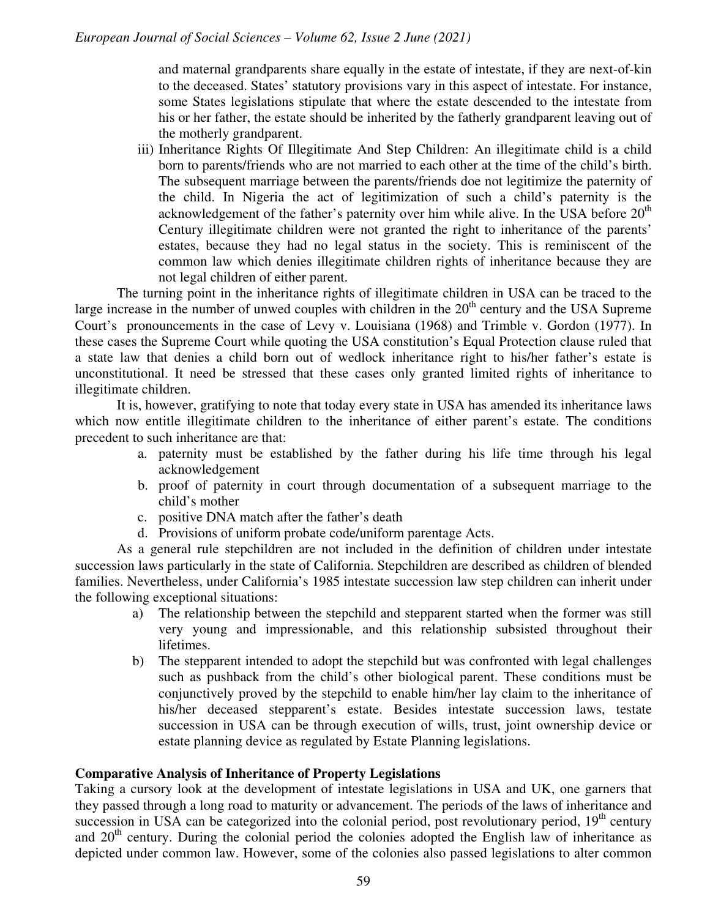and maternal grandparents share equally in the estate of intestate, if they are next-of-kin to the deceased. States' statutory provisions vary in this aspect of intestate. For instance, some States legislations stipulate that where the estate descended to the intestate from his or her father, the estate should be inherited by the fatherly grandparent leaving out of the motherly grandparent.

iii) Inheritance Rights Of Illegitimate And Step Children: An illegitimate child is a child born to parents/friends who are not married to each other at the time of the child's birth. The subsequent marriage between the parents/friends doe not legitimize the paternity of the child. In Nigeria the act of legitimization of such a child's paternity is the acknowledgement of the father's paternity over him while alive. In the USA before 20th Century illegitimate children were not granted the right to inheritance of the parents' estates, because they had no legal status in the society. This is reminiscent of the common law which denies illegitimate children rights of inheritance because they are not legal children of either parent.

The turning point in the inheritance rights of illegitimate children in USA can be traced to the large increase in the number of unwed couples with children in the 20th century and the USA Supreme Court's pronouncements in the case of Levy v. Louisiana (1968) and Trimble v. Gordon (1977). In these cases the Supreme Court while quoting the USA constitution's Equal Protection clause ruled that a state law that denies a child born out of wedlock inheritance right to his/her father's estate is unconstitutional. It need be stressed that these cases only granted limited rights of inheritance to illegitimate children.

It is, however, gratifying to note that today every state in USA has amended its inheritance laws which now entitle illegitimate children to the inheritance of either parent's estate. The conditions precedent to such inheritance are that:

a. paternity must be established by the father during his life time through his legal acknowledgement
b. proof of paternity in court through documentation of a subsequent marriage to the child's mother
c. positive DNA match after the father's death
d. Provisions of uniform probate code/uniform parentage Acts.

As a general rule stepchildren are not included in the definition of children under intestate succession laws particularly in the state of California. Stepchildren are described as children of blended families. Nevertheless, under California's 1985 intestate succession law step children can inherit under the following exceptional situations:

a) The relationship between the stepchild and stepparent started when the former was still very young and impressionable, and this relationship subsisted throughout their lifetimes.
b) The stepparent intended to adopt the stepchild but was confronted with legal challenges such as pushback from the child's other biological parent. These conditions must be conjunctively proved by the stepchild to enable him/her lay claim to the inheritance of his/her deceased stepparent's estate. Besides intestate succession laws, testate succession in USA can be through execution of wills, trust, joint ownership device or estate planning device as regulated by Estate Planning legislations.

**Comparative Analysis of Inheritance of Property Legislations**

Taking a cursory look at the development of intestate legislations in USA and UK, one garners that they passed through a long road to maturity or advancement. The periods of the laws of inheritance and succession in USA can be categorized into the colonial period, post revolutionary period, 19th century and 20th century. During the colonial period the colonies adopted the English law of inheritance as depicted under common law. However, some of the colonies also passed legislations to alter common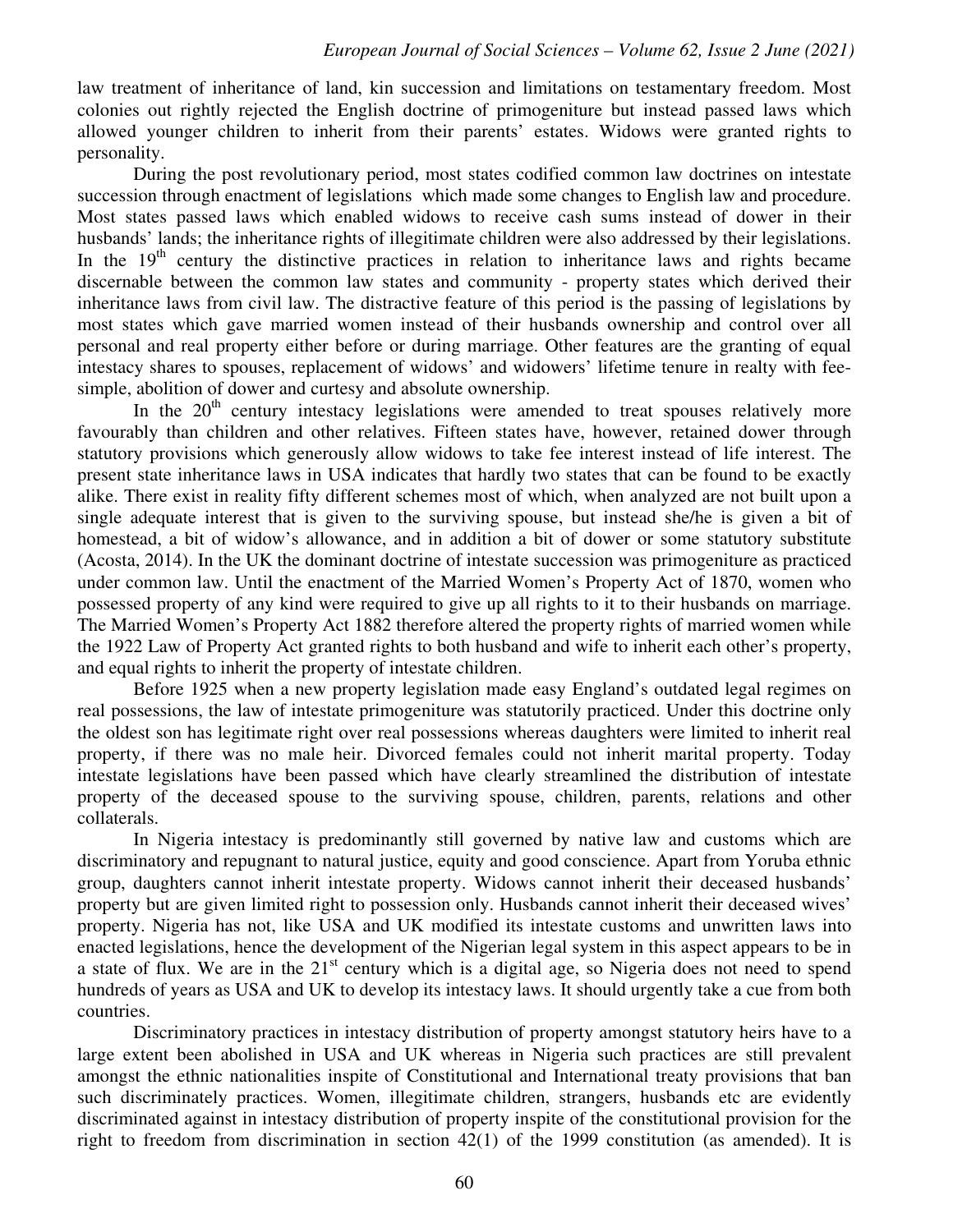law treatment of inheritance of land, kin succession and limitations on testamentary freedom. Most colonies out rightly rejected the English doctrine of primogeniture but instead passed laws which allowed younger children to inherit from their parents' estates. Widows were granted rights to personality.

During the post revolutionary period, most states codified common law doctrines on intestate succession through enactment of legislations which made some changes to English law and procedure. Most states passed laws which enabled widows to receive cash sums instead of dower in their husbands' lands; the inheritance rights of illegitimate children were also addressed by their legislations. In the 19th century the distinctive practices in relation to inheritance laws and rights became discernable between the common law states and community - property states which derived their inheritance laws from civil law. The distractive feature of this period is the passing of legislations by most states which gave married women instead of their husbands ownership and control over all personal and real property either before or during marriage. Other features are the granting of equal intestacy shares to spouses, replacement of widows' and widowers' lifetime tenure in realty with fee-simple, abolition of dower and curtesy and absolute ownership.

In the 20th century intestacy legislations were amended to treat spouses relatively more favourably than children and other relatives. Fifteen states have, however, retained dower through statutory provisions which generously allow widows to take fee interest instead of life interest. The present state inheritance laws in USA indicates that hardly two states that can be found to be exactly alike. There exist in reality fifty different schemes most of which, when analyzed are not built upon a single adequate interest that is given to the surviving spouse, but instead she/he is given a bit of homestead, a bit of widow's allowance, and in addition a bit of dower or some statutory substitute (Acosta, 2014). In the UK the dominant doctrine of intestate succession was primogeniture as practiced under common law. Until the enactment of the Married Women's Property Act of 1870, women who possessed property of any kind were required to give up all rights to it to their husbands on marriage. The Married Women's Property Act 1882 therefore altered the property rights of married women while the 1922 Law of Property Act granted rights to both husband and wife to inherit each other's property, and equal rights to inherit the property of intestate children.

Before 1925 when a new property legislation made easy England's outdated legal regimes on real possessions, the law of intestate primogeniture was statutorily practiced. Under this doctrine only the oldest son has legitimate right over real possessions whereas daughters were limited to inherit real property, if there was no male heir. Divorced females could not inherit marital property. Today intestate legislations have been passed which have clearly streamlined the distribution of intestate property of the deceased spouse to the surviving spouse, children, parents, relations and other collaterals.

In Nigeria intestacy is predominantly still governed by native law and customs which are discriminatory and repugnant to natural justice, equity and good conscience. Apart from Yoruba ethnic group, daughters cannot inherit intestate property. Widows cannot inherit their deceased husbands' property but are given limited right to possession only. Husbands cannot inherit their deceased wives' property. Nigeria has not, like USA and UK modified its intestate customs and unwritten laws into enacted legislations, hence the development of the Nigerian legal system in this aspect appears to be in a state of flux. We are in the 21st century which is a digital age, so Nigeria does not need to spend hundreds of years as USA and UK to develop its intestacy laws. It should urgently take a cue from both countries.

Discriminatory practices in intestacy distribution of property amongst statutory heirs have to a large extent been abolished in USA and UK whereas in Nigeria such practices are still prevalent amongst the ethnic nationalities inspite of Constitutional and International treaty provisions that ban such discriminately practices. Women, illegitimate children, strangers, husbands etc are evidently discriminated against in intestacy distribution of property inspite of the constitutional provision for the right to freedom from discrimination in section 42(1) of the 1999 constitution (as amended). It is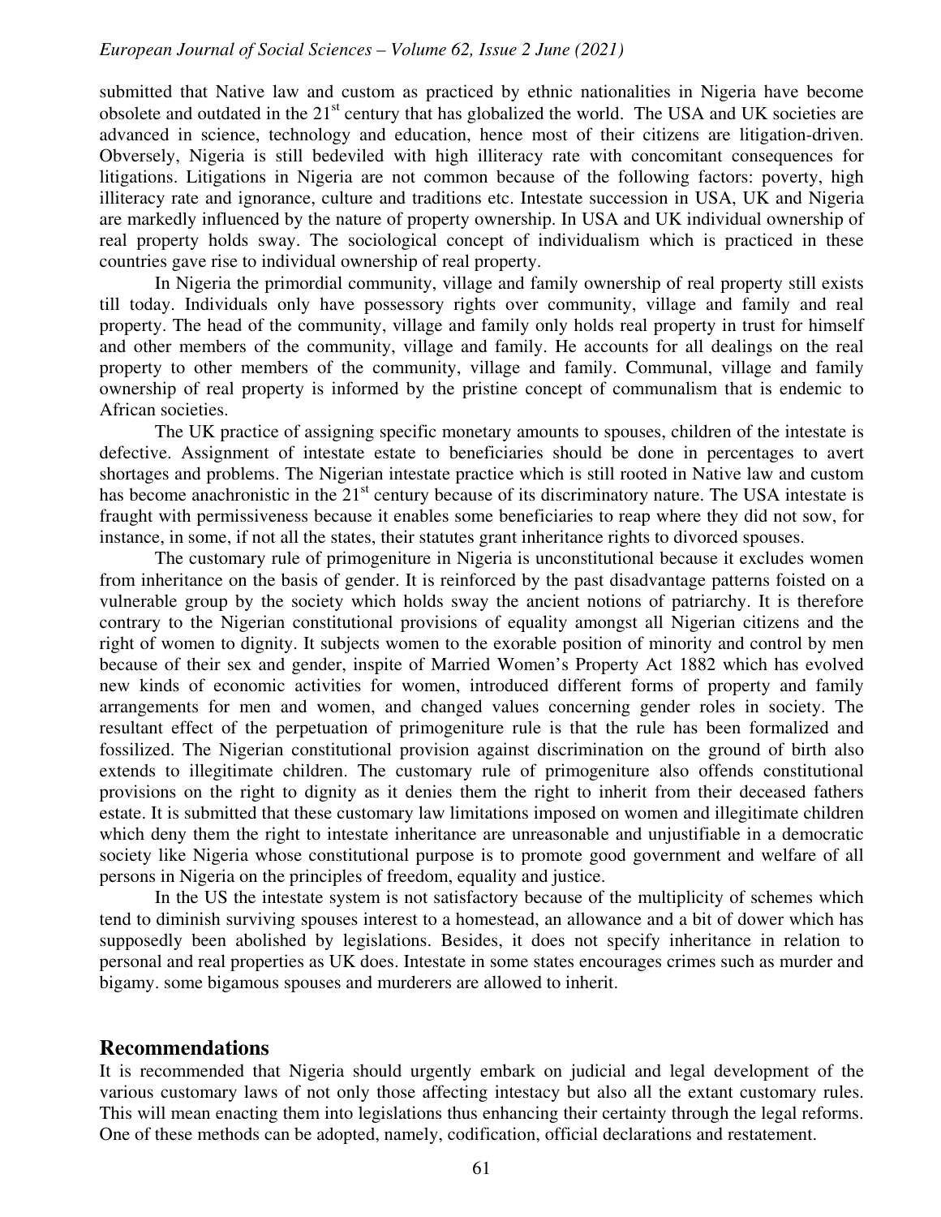submitted that Native law and custom as practiced by ethnic nationalities in Nigeria have become obsolete and outdated in the 21st century that has globalized the world. The USA and UK societies are advanced in science, technology and education, hence most of their citizens are litigation-driven. Obversely, Nigeria is still bedeviled with high illiteracy rate with concomitant consequences for litigations. Litigations in Nigeria are not common because of the following factors: poverty, high illiteracy rate and ignorance, culture and traditions etc. Intestate succession in USA, UK and Nigeria are markedly influenced by the nature of property ownership. In USA and UK individual ownership of real property holds sway. The sociological concept of individualism which is practiced in these countries gave rise to individual ownership of real property.

In Nigeria the primordial community, village and family ownership of real property still exists till today. Individuals only have possessory rights over community, village and family and real property. The head of the community, village and family only holds real property in trust for himself and other members of the community, village and family. He accounts for all dealings on the real property to other members of the community, village and family. Communal, village and family ownership of real property is informed by the pristine concept of communalism that is endemic to African societies.

The UK practice of assigning specific monetary amounts to spouses, children of the intestate is defective. Assignment of intestate estate to beneficiaries should be done in percentages to avert shortages and problems. The Nigerian intestate practice which is still rooted in Native law and custom has become anachronistic in the 21st century because of its discriminatory nature. The USA intestate is fraught with permissiveness because it enables some beneficiaries to reap where they did not sow, for instance, in some, if not all the states, their statutes grant inheritance rights to divorced spouses.

The customary rule of primogeniture in Nigeria is unconstitutional because it excludes women from inheritance on the basis of gender. It is reinforced by the past disadvantage patterns foisted on a vulnerable group by the society which holds sway the ancient notions of patriarchy. It is therefore contrary to the Nigerian constitutional provisions of equality amongst all Nigerian citizens and the right of women to dignity. It subjects women to the exorable position of minority and control by men because of their sex and gender, inspite of Married Women's Property Act 1882 which has evolved new kinds of economic activities for women, introduced different forms of property and family arrangements for men and women, and changed values concerning gender roles in society. The resultant effect of the perpetuation of primogeniture rule is that the rule has been formalized and fossilized. The Nigerian constitutional provision against discrimination on the ground of birth also extends to illegitimate children. The customary rule of primogeniture also offends constitutional provisions on the right to dignity as it denies them the right to inherit from their deceased fathers estate. It is submitted that these customary law limitations imposed on women and illegitimate children which deny them the right to intestate inheritance are unreasonable and unjustifiable in a democratic society like Nigeria whose constitutional purpose is to promote good government and welfare of all persons in Nigeria on the principles of freedom, equality and justice.

In the US the intestate system is not satisfactory because of the multiplicity of schemes which tend to diminish surviving spouses interest to a homestead, an allowance and a bit of dower which has supposedly been abolished by legislations. Besides, it does not specify inheritance in relation to personal and real properties as UK does. Intestate in some states encourages crimes such as murder and bigamy. some bigamous spouses and murderers are allowed to inherit.

## Recommendations

It is recommended that Nigeria should urgently embark on judicial and legal development of the various customary laws of not only those affecting intestacy but also all the extant customary rules. This will mean enacting them into legislations thus enhancing their certainty through the legal reforms. One of these methods can be adopted, namely, codification, official declarations and restatement.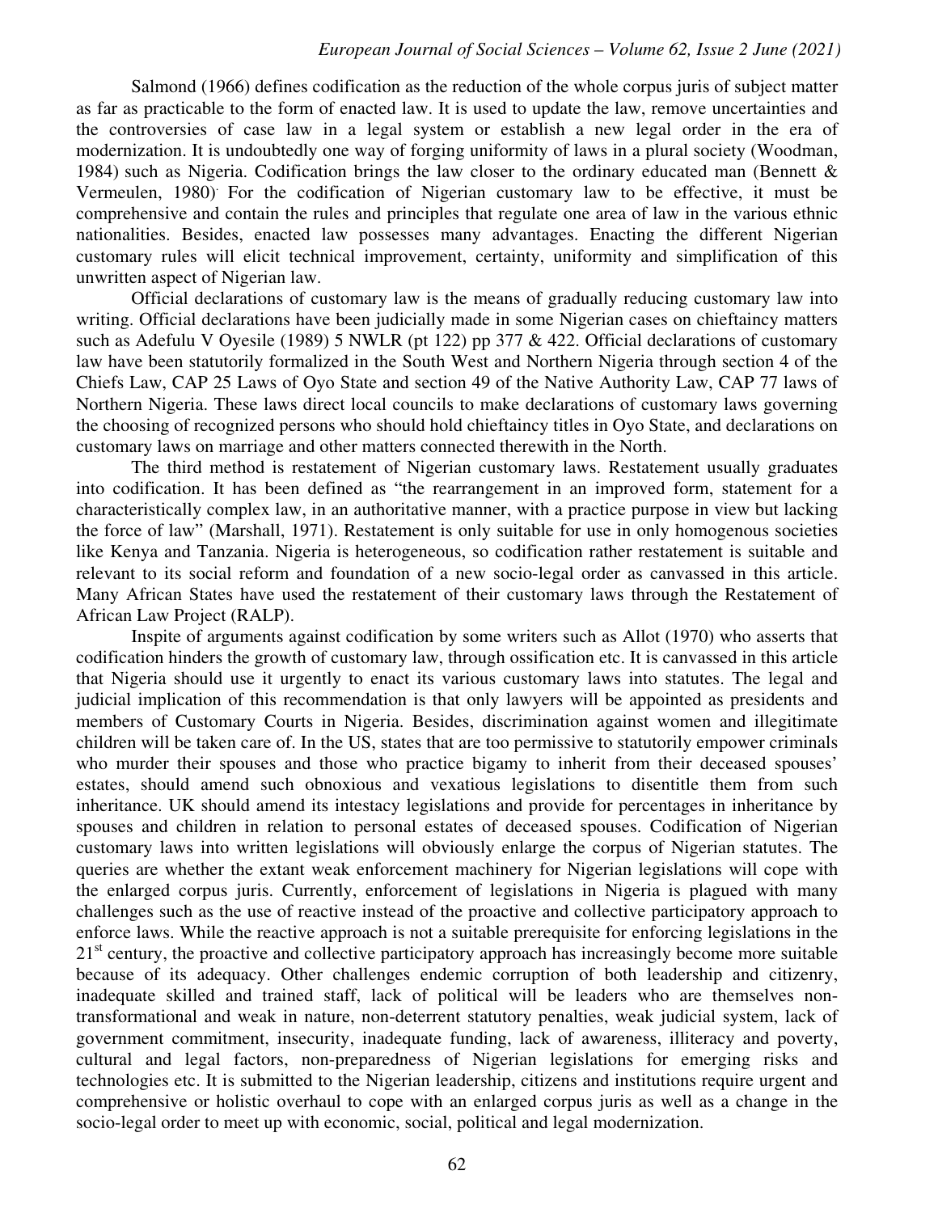Salmond (1966) defines codification as the reduction of the whole corpus juris of subject matter as far as practicable to the form of enacted law. It is used to update the law, remove uncertainties and the controversies of case law in a legal system or establish a new legal order in the era of modernization. It is undoubtedly one way of forging uniformity of laws in a plural society (Woodman, 1984) such as Nigeria. Codification brings the law closer to the ordinary educated man (Bennett & Vermeulen, 1980). For the codification of Nigerian customary law to be effective, it must be comprehensive and contain the rules and principles that regulate one area of law in the various ethnic nationalities. Besides, enacted law possesses many advantages. Enacting the different Nigerian customary rules will elicit technical improvement, certainty, uniformity and simplification of this unwritten aspect of Nigerian law.

Official declarations of customary law is the means of gradually reducing customary law into writing. Official declarations have been judicially made in some Nigerian cases on chieftaincy matters such as Adefulu V Oyesile (1989) 5 NWLR (pt 122) pp 377 & 422. Official declarations of customary law have been statutorily formalized in the South West and Northern Nigeria through section 4 of the Chiefs Law, CAP 25 Laws of Oyo State and section 49 of the Native Authority Law, CAP 77 laws of Northern Nigeria. These laws direct local councils to make declarations of customary laws governing the choosing of recognized persons who should hold chieftaincy titles in Oyo State, and declarations on customary laws on marriage and other matters connected therewith in the North.

The third method is restatement of Nigerian customary laws. Restatement usually graduates into codification. It has been defined as "the rearrangement in an improved form, statement for a characteristically complex law, in an authoritative manner, with a practice purpose in view but lacking the force of law" (Marshall, 1971). Restatement is only suitable for use in only homogenous societies like Kenya and Tanzania. Nigeria is heterogeneous, so codification rather restatement is suitable and relevant to its social reform and foundation of a new socio-legal order as canvassed in this article. Many African States have used the restatement of their customary laws through the Restatement of African Law Project (RALP).

Inspite of arguments against codification by some writers such as Allot (1970) who asserts that codification hinders the growth of customary law, through ossification etc. It is canvassed in this article that Nigeria should use it urgently to enact its various customary laws into statutes. The legal and judicial implication of this recommendation is that only lawyers will be appointed as presidents and members of Customary Courts in Nigeria. Besides, discrimination against women and illegitimate children will be taken care of. In the US, states that are too permissive to statutorily empower criminals who murder their spouses and those who practice bigamy to inherit from their deceased spouses' estates, should amend such obnoxious and vexatious legislations to disentitle them from such inheritance. UK should amend its intestacy legislations and provide for percentages in inheritance by spouses and children in relation to personal estates of deceased spouses. Codification of Nigerian customary laws into written legislations will obviously enlarge the corpus of Nigerian statutes. The queries are whether the extant weak enforcement machinery for Nigerian legislations will cope with the enlarged corpus juris. Currently, enforcement of legislations in Nigeria is plagued with many challenges such as the use of reactive instead of the proactive and collective participatory approach to enforce laws. While the reactive approach is not a suitable prerequisite for enforcing legislations in the 21st century, the proactive and collective participatory approach has increasingly become more suitable because of its adequacy. Other challenges endemic corruption of both leadership and citizenry, inadequate skilled and trained staff, lack of political will be leaders who are themselves non-transformational and weak in nature, non-deterrent statutory penalties, weak judicial system, lack of government commitment, insecurity, inadequate funding, lack of awareness, illiteracy and poverty, cultural and legal factors, non-preparedness of Nigerian legislations for emerging risks and technologies etc. It is submitted to the Nigerian leadership, citizens and institutions require urgent and comprehensive or holistic overhaul to cope with an enlarged corpus juris as well as a change in the socio-legal order to meet up with economic, social, political and legal modernization.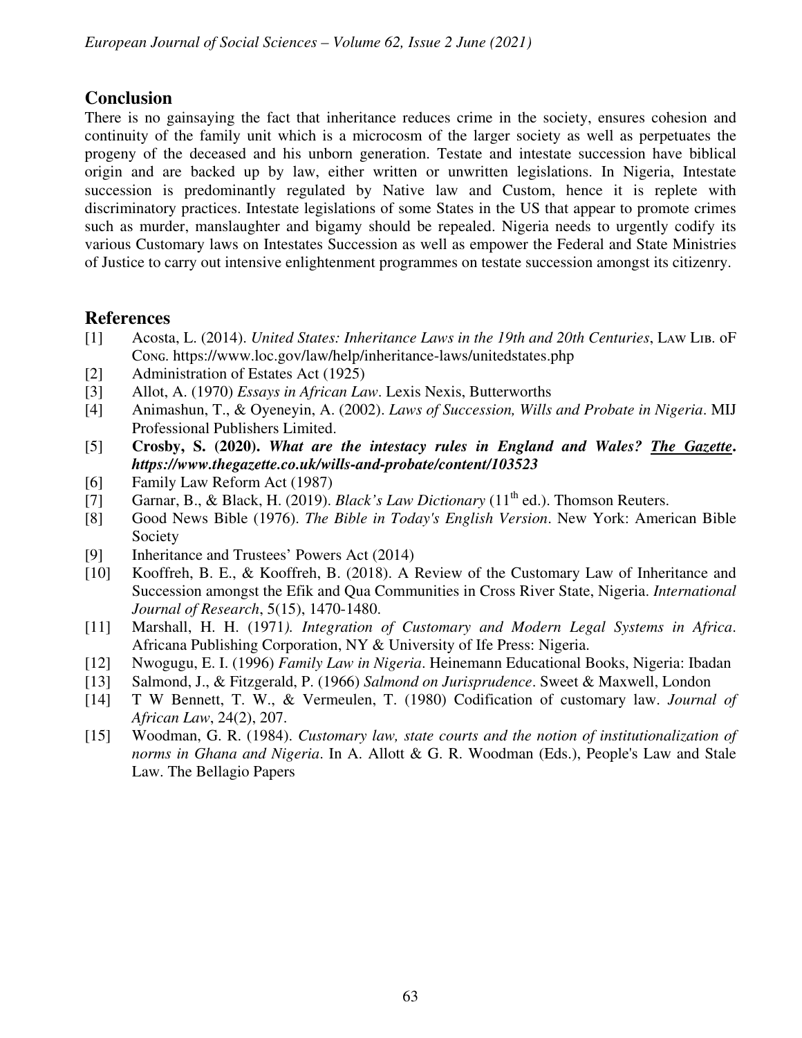## Conclusion

There is no gainsaying the fact that inheritance reduces crime in the society, ensures cohesion and continuity of the family unit which is a microcosm of the larger society as well as perpetuates the progeny of the deceased and his unborn generation. Testate and intestate succession have biblical origin and are backed up by law, either written or unwritten legislations. In Nigeria, Intestate succession is predominantly regulated by Native law and Custom, hence it is replete with discriminatory practices. Intestate legislations of some States in the US that appear to promote crimes such as murder, manslaughter and bigamy should be repealed. Nigeria needs to urgently codify its various Customary laws on Intestates Succession as well as empower the Federal and State Ministries of Justice to carry out intensive enlightenment programmes on testate succession amongst its citizenry.

## References

[1] Acosta, L. (2014). *United States: Inheritance Laws in the 19th and 20th Centuries*, LAW LIB. OF CONG. https://www.loc.gov/law/help/inheritance-laws/unitedstates.php

[2] Administration of Estates Act (1925)

[3] Allot, A. (1970) *Essays in African Law*. Lexis Nexis, Butterworths

[4] Animashun, T., & Oyeneyin, A. (2002). *Laws of Succession, Wills and Probate in Nigeria*. MIJ Professional Publishers Limited.

[5] **Crosby, S. (2020). *What are the intestacy rules in England and Wales? The Gazette*. *https://www.thegazette.co.uk/wills-and-probate/content/103523***

[6] Family Law Reform Act (1987)

[7] Garnar, B., & Black, H. (2019). *Black's Law Dictionary* (11th ed.). Thomson Reuters.

[8] Good News Bible (1976). *The Bible in Today's English Version*. New York: American Bible Society

[9] Inheritance and Trustees' Powers Act (2014)

[10] Kooffreh, B. E., & Kooffreh, B. (2018). A Review of the Customary Law of Inheritance and Succession amongst the Efik and Qua Communities in Cross River State, Nigeria. *International Journal of Research*, 5(15), 1470-1480.

[11] Marshall, H. H. (1971*). Integration of Customary and Modern Legal Systems in Africa*. Africana Publishing Corporation, NY & University of Ife Press: Nigeria.

[12] Nwogugu, E. I. (1996) *Family Law in Nigeria*. Heinemann Educational Books, Nigeria: Ibadan

[13] Salmond, J., & Fitzgerald, P. (1966) *Salmond on Jurisprudence*. Sweet & Maxwell, London

[14] T W Bennett, T. W., & Vermeulen, T. (1980) Codification of customary law. *Journal of African Law*, 24(2), 207.

[15] Woodman, G. R. (1984). *Customary law, state courts and the notion of institutionalization of norms in Ghana and Nigeria*. In A. Allott & G. R. Woodman (Eds.), People's Law and Stale Law. The Bellagio Papers